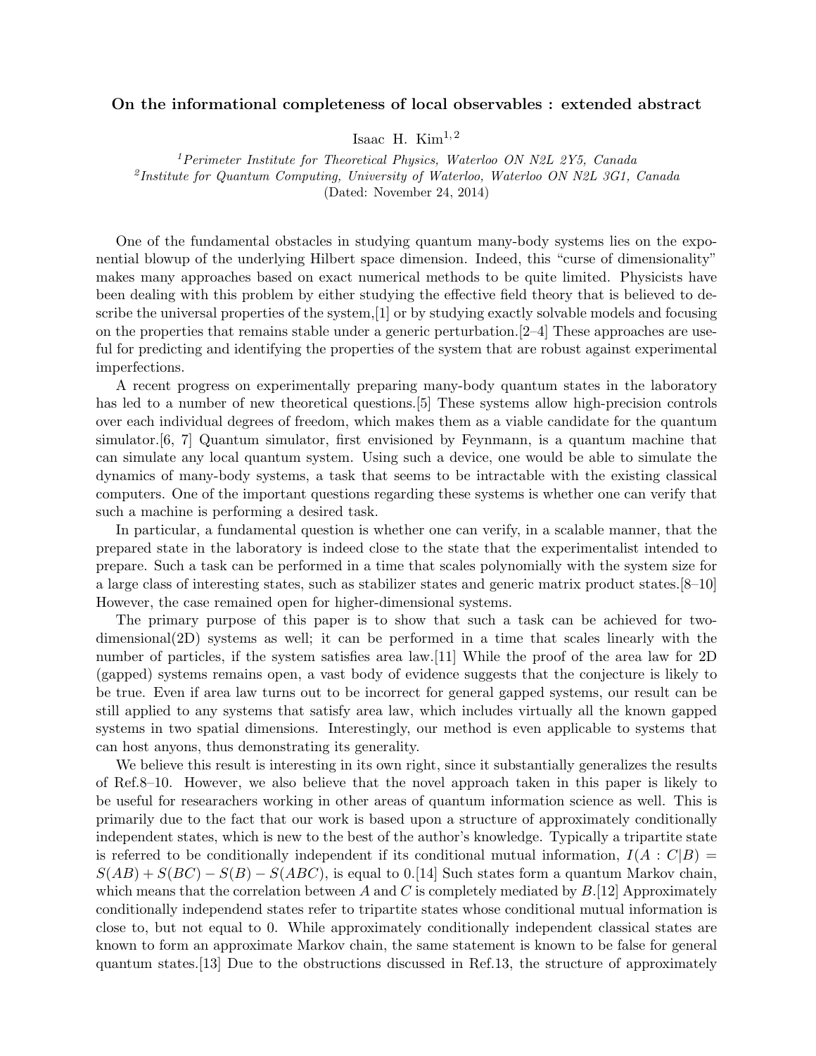### On the informational completeness of local observables : extended abstract

Isaac H. Kim[1,2]

[1]*Perimeter Institute for Theoretical Physics, Waterloo ON N2L 2Y5, Canada*
[2]*Institute for Quantum Computing, University of Waterloo, Waterloo ON N2L 3G1, Canada*
(Dated: November 24, 2014)

One of the fundamental obstacles in studying quantum many-body systems lies on the exponential blowup of the underlying Hilbert space dimension. Indeed, this "curse of dimensionality" makes many approaches based on exact numerical methods to be quite limited. Physicists have been dealing with this problem by either studying the effective field theory that is believed to describe the universal properties of the system,[1] or by studying exactly solvable models and focusing on the properties that remains stable under a generic perturbation.[2–4] These approaches are useful for predicting and identifying the properties of the system that are robust against experimental imperfections.

A recent progress on experimentally preparing many-body quantum states in the laboratory has led to a number of new theoretical questions.[5] These systems allow high-precision controls over each individual degrees of freedom, which makes them as a viable candidate for the quantum simulator.[6, 7] Quantum simulator, first envisioned by Feynmann, is a quantum machine that can simulate any local quantum system. Using such a device, one would be able to simulate the dynamics of many-body systems, a task that seems to be intractable with the existing classical computers. One of the important questions regarding these systems is whether one can verify that such a machine is performing a desired task.

In particular, a fundamental question is whether one can verify, in a scalable manner, that the prepared state in the laboratory is indeed close to the state that the experimentalist intended to prepare. Such a task can be performed in a time that scales polynomially with the system size for a large class of interesting states, such as stabilizer states and generic matrix product states.[8–10] However, the case remained open for higher-dimensional systems.

The primary purpose of this paper is to show that such a task can be achieved for two-dimensional(2D) systems as well; it can be performed in a time that scales linearly with the number of particles, if the system satisfies area law.[11] While the proof of the area law for 2D (gapped) systems remains open, a vast body of evidence suggests that the conjecture is likely to be true. Even if area law turns out to be incorrect for general gapped systems, our result can be still applied to any systems that satisfy area law, which includes virtually all the known gapped systems in two spatial dimensions. Interestingly, our method is even applicable to systems that can host anyons, thus demonstrating its generality.

We believe this result is interesting in its own right, since it substantially generalizes the results of Ref.8–10. However, we also believe that the novel approach taken in this paper is likely to be useful for researachers working in other areas of quantum information science as well. This is primarily due to the fact that our work is based upon a structure of approximately conditionally independent states, which is new to the best of the author's knowledge. Typically a tripartite state is referred to be conditionally independent if its conditional mutual information, $I(A:C|B) = S(AB) + S(BC) - S(B) - S(ABC)$, is equal to 0.[14] Such states form a quantum Markov chain, which means that the correlation between $A$ and $C$ is completely mediated by $B$.[12] Approximately conditionally independend states refer to tripartite states whose conditional mutual information is close to, but not equal to 0. While approximately conditionally independent classical states are known to form an approximate Markov chain, the same statement is known to be false for general quantum states.[13] Due to the obstructions discussed in Ref.13, the structure of approximately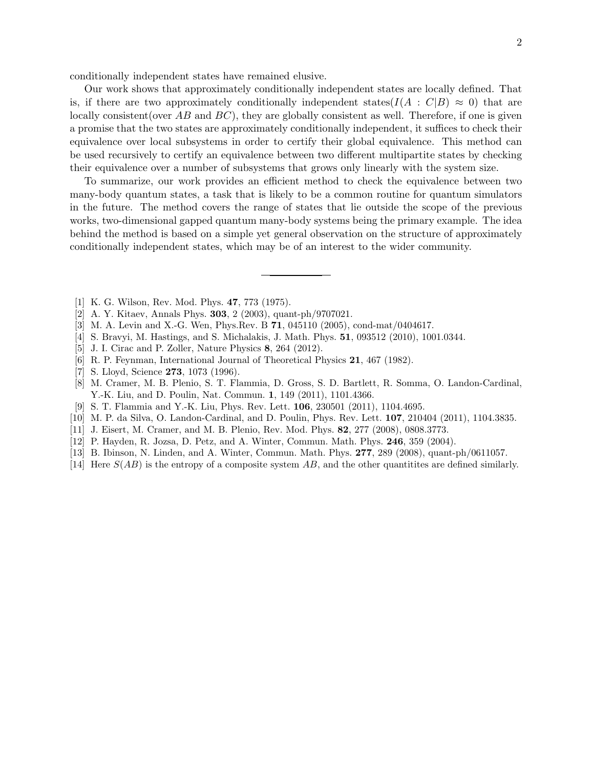conditionally independent states have remained elusive.

Our work shows that approximately conditionally independent states are locally defined. That is, if there are two approximately conditionally independent states($I(A:C|B) \approx 0$) that are locally consistent(over $AB$ and $BC$), they are globally consistent as well. Therefore, if one is given a promise that the two states are approximately conditionally independent, it suffices to check their equivalence over local subsystems in order to certify their global equivalence. This method can be used recursively to certify an equivalence between two different multipartite states by checking their equivalence over a number of subsystems that grows only linearly with the system size.

To summarize, our work provides an efficient method to check the equivalence between two many-body quantum states, a task that is likely to be a common routine for quantum simulators in the future. The method covers the range of states that lie outside the scope of the previous works, two-dimensional gapped quantum many-body systems being the primary example. The idea behind the method is based on a simple yet general observation on the structure of approximately conditionally independent states, which may be of an interest to the wider community.

---

[1] K. G. Wilson, Rev. Mod. Phys. **47**, 773 (1975).
[2] A. Y. Kitaev, Annals Phys. **303**, 2 (2003), quant-ph/9707021.
[3] M. A. Levin and X.-G. Wen, Phys.Rev. B **71**, 045110 (2005), cond-mat/0404617.
[4] S. Bravyi, M. Hastings, and S. Michalakis, J. Math. Phys. **51**, 093512 (2010), 1001.0344.
[5] J. I. Cirac and P. Zoller, Nature Physics **8**, 264 (2012).
[6] R. P. Feynman, International Journal of Theoretical Physics **21**, 467 (1982).
[7] S. Lloyd, Science **273**, 1073 (1996).
[8] M. Cramer, M. B. Plenio, S. T. Flammia, D. Gross, S. D. Bartlett, R. Somma, O. Landon-Cardinal, Y.-K. Liu, and D. Poulin, Nat. Commun. **1**, 149 (2011), 1101.4366.
[9] S. T. Flammia and Y.-K. Liu, Phys. Rev. Lett. **106**, 230501 (2011), 1104.4695.
[10] M. P. da Silva, O. Landon-Cardinal, and D. Poulin, Phys. Rev. Lett. **107**, 210404 (2011), 1104.3835.
[11] J. Eisert, M. Cramer, and M. B. Plenio, Rev. Mod. Phys. **82**, 277 (2008), 0808.3773.
[12] P. Hayden, R. Jozsa, D. Petz, and A. Winter, Commun. Math. Phys. **246**, 359 (2004).
[13] B. Ibinson, N. Linden, and A. Winter, Commun. Math. Phys. **277**, 289 (2008), quant-ph/0611057.
[14] Here $S(AB)$ is the entropy of a composite system $AB$, and the other quantitites are defined similarly.